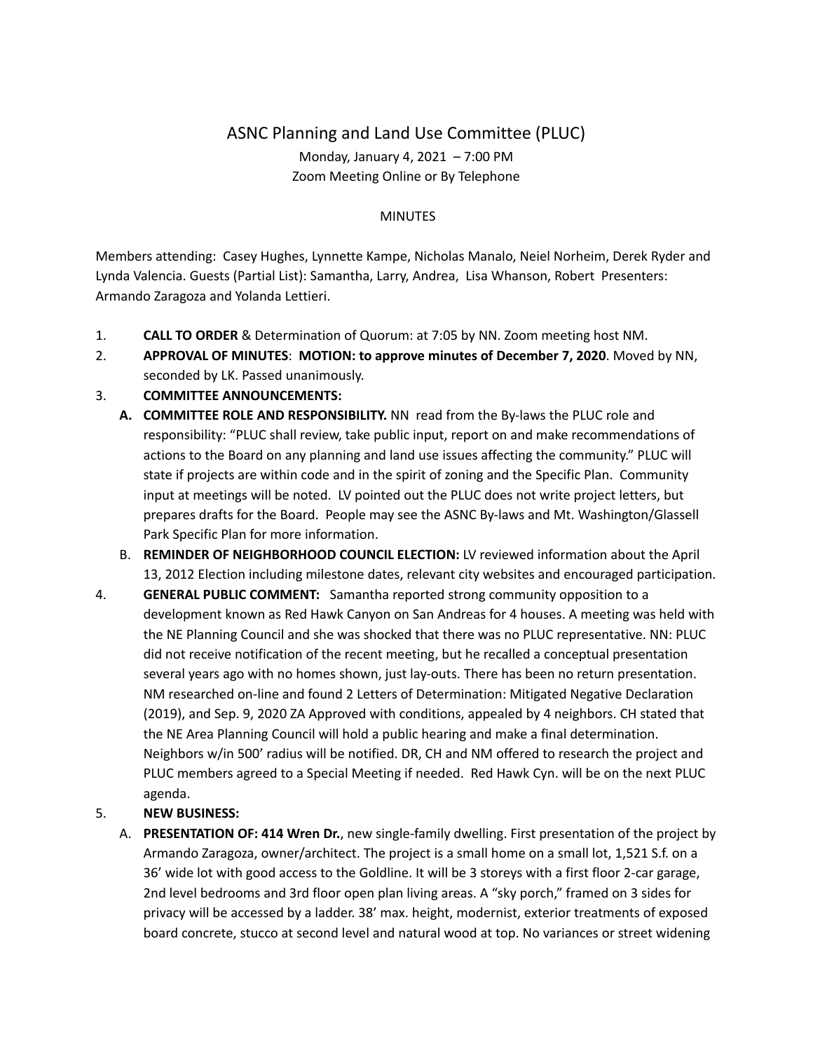# ASNC Planning and Land Use Committee (PLUC)

Monday, January 4, 2021 – 7:00 PM
Zoom Meeting Online or By Telephone

MINUTES

Members attending: Casey Hughes, Lynnette Kampe, Nicholas Manalo, Neiel Norheim, Derek Ryder and Lynda Valencia. Guests (Partial List): Samantha, Larry, Andrea, Lisa Whanson, Robert Presenters: Armando Zaragoza and Yolanda Lettieri.

1. **CALL TO ORDER** & Determination of Quorum: at 7:05 by NN. Zoom meeting host NM.
2. **APPROVAL OF MINUTES**: **MOTION: to approve minutes of December 7, 2020**. Moved by NN, seconded by LK. Passed unanimously.
3. **COMMITTEE ANNOUNCEMENTS:**
   - **A. COMMITTEE ROLE AND RESPONSIBILITY.** NN read from the By-laws the PLUC role and responsibility: "PLUC shall review, take public input, report on and make recommendations of actions to the Board on any planning and land use issues affecting the community." PLUC will state if projects are within code and in the spirit of zoning and the Specific Plan. Community input at meetings will be noted. LV pointed out the PLUC does not write project letters, but prepares drafts for the Board. People may see the ASNC By-laws and Mt. Washington/Glassell Park Specific Plan for more information.
   - B. **REMINDER OF NEIGHBORHOOD COUNCIL ELECTION:** LV reviewed information about the April 13, 2012 Election including milestone dates, relevant city websites and encouraged participation.
4. **GENERAL PUBLIC COMMENT:** Samantha reported strong community opposition to a development known as Red Hawk Canyon on San Andreas for 4 houses. A meeting was held with the NE Planning Council and she was shocked that there was no PLUC representative. NN: PLUC did not receive notification of the recent meeting, but he recalled a conceptual presentation several years ago with no homes shown, just lay-outs. There has been no return presentation. NM researched on-line and found 2 Letters of Determination: Mitigated Negative Declaration (2019), and Sep. 9, 2020 ZA Approved with conditions, appealed by 4 neighbors. CH stated that the NE Area Planning Council will hold a public hearing and make a final determination. Neighbors w/in 500' radius will be notified. DR, CH and NM offered to research the project and PLUC members agreed to a Special Meeting if needed. Red Hawk Cyn. will be on the next PLUC agenda.
5. **NEW BUSINESS:**
   - A. **PRESENTATION OF: 414 Wren Dr.**, new single-family dwelling. First presentation of the project by Armando Zaragoza, owner/architect. The project is a small home on a small lot, 1,521 S.f. on a 36' wide lot with good access to the Goldline. It will be 3 storeys with a first floor 2-car garage, 2nd level bedrooms and 3rd floor open plan living areas. A "sky porch," framed on 3 sides for privacy will be accessed by a ladder. 38' max. height, modernist, exterior treatments of exposed board concrete, stucco at second level and natural wood at top. No variances or street widening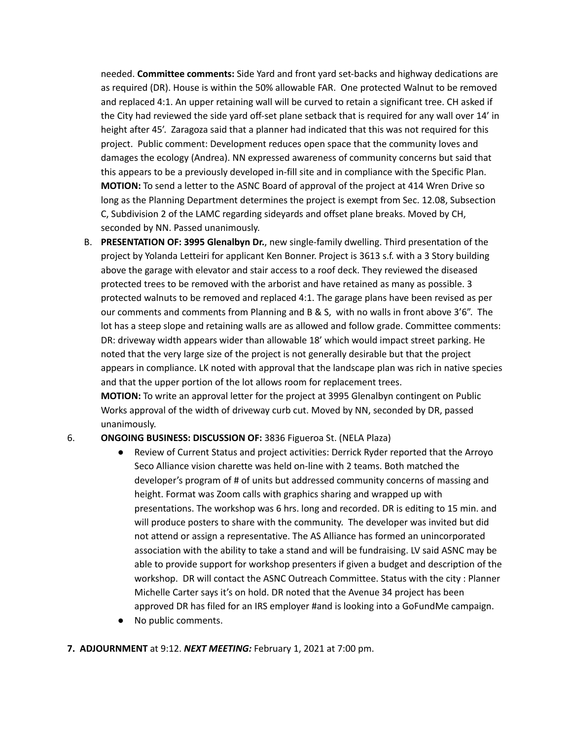needed. **Committee comments:** Side Yard and front yard set-backs and highway dedications are as required (DR). House is within the 50% allowable FAR. One protected Walnut to be removed and replaced 4:1. An upper retaining wall will be curved to retain a significant tree. CH asked if the City had reviewed the side yard off-set plane setback that is required for any wall over 14' in height after 45'. Zaragoza said that a planner had indicated that this was not required for this project. Public comment: Development reduces open space that the community loves and damages the ecology (Andrea). NN expressed awareness of community concerns but said that this appears to be a previously developed in-fill site and in compliance with the Specific Plan. **MOTION:** To send a letter to the ASNC Board of approval of the project at 414 Wren Drive so long as the Planning Department determines the project is exempt from Sec. 12.08, Subsection C, Subdivision 2 of the LAMC regarding sideyards and offset plane breaks. Moved by CH, seconded by NN. Passed unanimously.

B. **PRESENTATION OF: 3995 Glenalbyn Dr.**, new single-family dwelling. Third presentation of the project by Yolanda Letteiri for applicant Ken Bonner. Project is 3613 s.f. with a 3 Story building above the garage with elevator and stair access to a roof deck. They reviewed the diseased protected trees to be removed with the arborist and have retained as many as possible. 3 protected walnuts to be removed and replaced 4:1. The garage plans have been revised as per our comments and comments from Planning and B & S, with no walls in front above 3'6". The lot has a steep slope and retaining walls are as allowed and follow grade. Committee comments: DR: driveway width appears wider than allowable 18' which would impact street parking. He noted that the very large size of the project is not generally desirable but that the project appears in compliance. LK noted with approval that the landscape plan was rich in native species and that the upper portion of the lot allows room for replacement trees.
**MOTION:** To write an approval letter for the project at 3995 Glenalbyn contingent on Public Works approval of the width of driveway curb cut. Moved by NN, seconded by DR, passed unanimously.

6. **ONGOING BUSINESS: DISCUSSION OF:** 3836 Figueroa St. (NELA Plaza)
   - Review of Current Status and project activities: Derrick Ryder reported that the Arroyo Seco Alliance vision charette was held on-line with 2 teams. Both matched the developer's program of # of units but addressed community concerns of massing and height. Format was Zoom calls with graphics sharing and wrapped up with presentations. The workshop was 6 hrs. long and recorded. DR is editing to 15 min. and will produce posters to share with the community. The developer was invited but did not attend or assign a representative. The AS Alliance has formed an unincorporated association with the ability to take a stand and will be fundraising. LV said ASNC may be able to provide support for workshop presenters if given a budget and description of the workshop. DR will contact the ASNC Outreach Committee. Status with the city : Planner Michelle Carter says it's on hold. DR noted that the Avenue 34 project has been approved DR has filed for an IRS employer #and is looking into a GoFundMe campaign.
   - No public comments.

**7. ADJOURNMENT** at 9:12. ***NEXT MEETING:*** February 1, 2021 at 7:00 pm.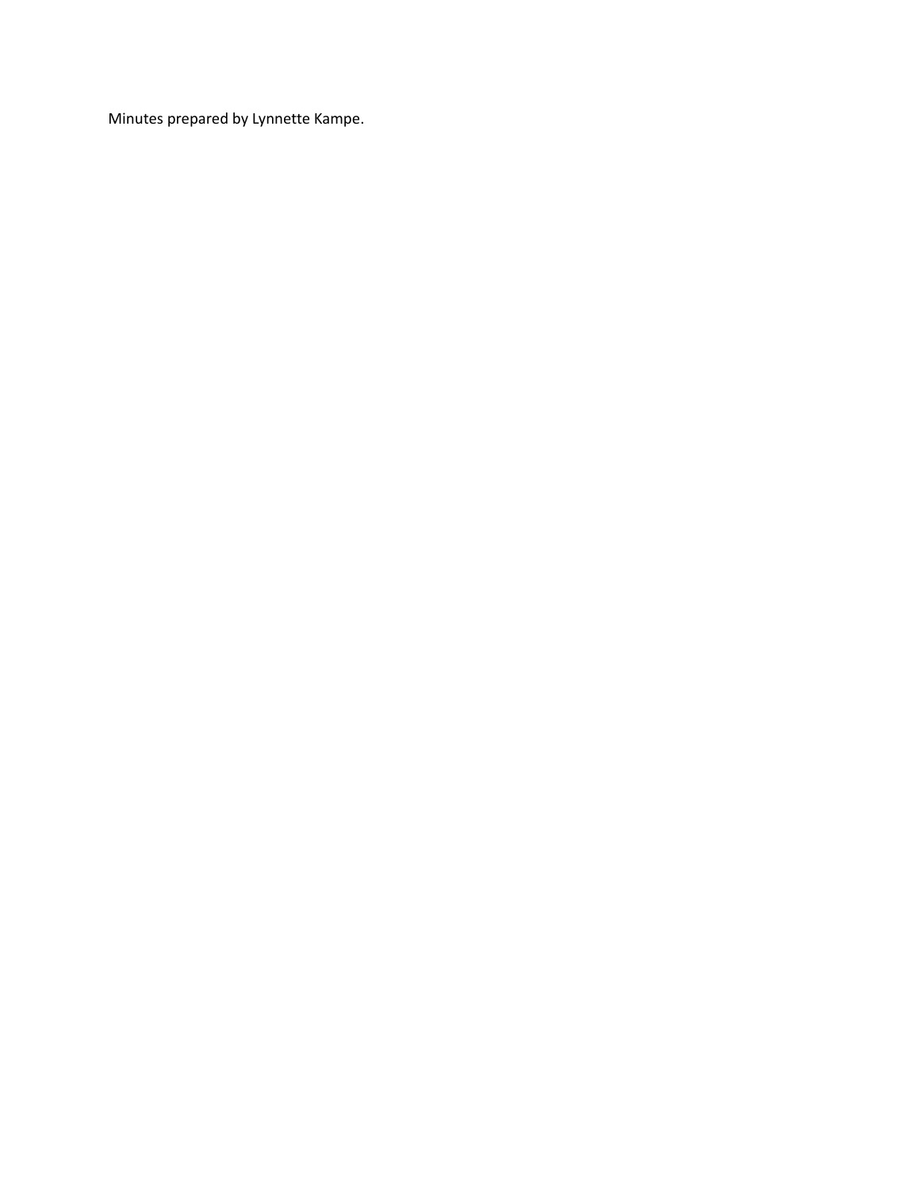Minutes prepared by Lynnette Kampe.